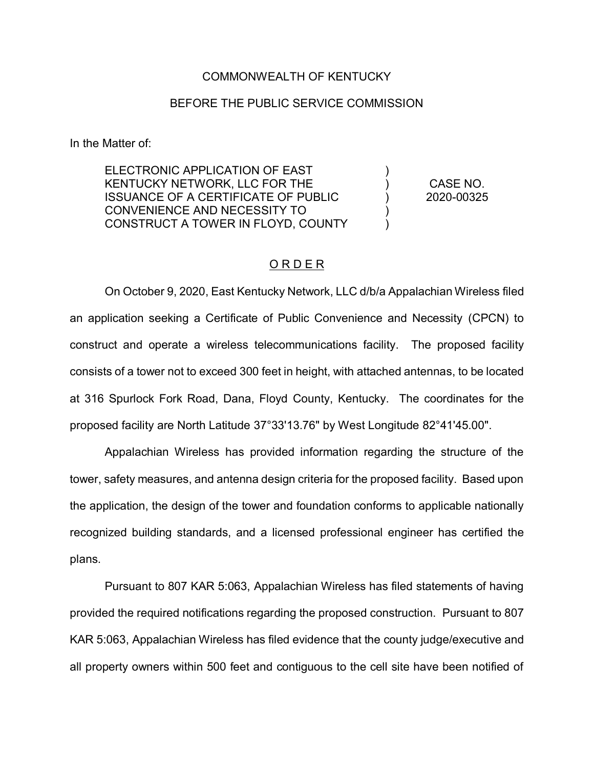COMMONWEALTH OF KENTUCKY

BEFORE THE PUBLIC SERVICE COMMISSION

In the Matter of:

| | | |
|---|---|---|
| ELECTRONIC APPLICATION OF EAST KENTUCKY NETWORK, LLC FOR THE ISSUANCE OF A CERTIFICATE OF PUBLIC CONVENIENCE AND NECESSITY TO CONSTRUCT A TOWER IN FLOYD, COUNTY | ) ) ) ) ) | CASE NO. 2020-00325 |

## O R D E R

On October 9, 2020, East Kentucky Network, LLC d/b/a Appalachian Wireless filed an application seeking a Certificate of Public Convenience and Necessity (CPCN) to construct and operate a wireless telecommunications facility. The proposed facility consists of a tower not to exceed 300 feet in height, with attached antennas, to be located at 316 Spurlock Fork Road, Dana, Floyd County, Kentucky. The coordinates for the proposed facility are North Latitude 37°33'13.76" by West Longitude 82°41'45.00".

Appalachian Wireless has provided information regarding the structure of the tower, safety measures, and antenna design criteria for the proposed facility. Based upon the application, the design of the tower and foundation conforms to applicable nationally recognized building standards, and a licensed professional engineer has certified the plans.

Pursuant to 807 KAR 5:063, Appalachian Wireless has filed statements of having provided the required notifications regarding the proposed construction. Pursuant to 807 KAR 5:063, Appalachian Wireless has filed evidence that the county judge/executive and all property owners within 500 feet and contiguous to the cell site have been notified of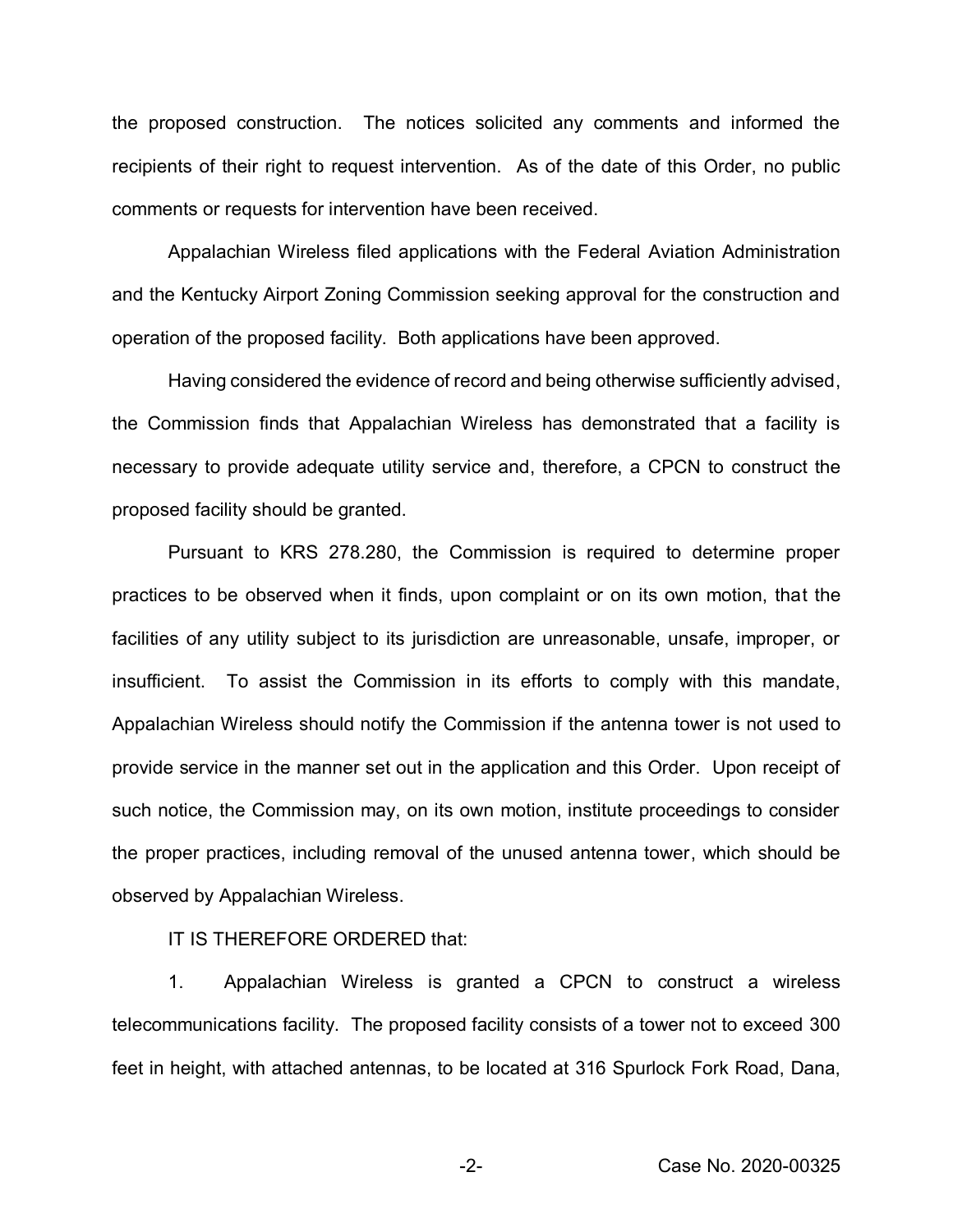the proposed construction. The notices solicited any comments and informed the recipients of their right to request intervention. As of the date of this Order, no public comments or requests for intervention have been received.

Appalachian Wireless filed applications with the Federal Aviation Administration and the Kentucky Airport Zoning Commission seeking approval for the construction and operation of the proposed facility. Both applications have been approved.

Having considered the evidence of record and being otherwise sufficiently advised, the Commission finds that Appalachian Wireless has demonstrated that a facility is necessary to provide adequate utility service and, therefore, a CPCN to construct the proposed facility should be granted.

Pursuant to KRS 278.280, the Commission is required to determine proper practices to be observed when it finds, upon complaint or on its own motion, that the facilities of any utility subject to its jurisdiction are unreasonable, unsafe, improper, or insufficient. To assist the Commission in its efforts to comply with this mandate, Appalachian Wireless should notify the Commission if the antenna tower is not used to provide service in the manner set out in the application and this Order. Upon receipt of such notice, the Commission may, on its own motion, institute proceedings to consider the proper practices, including removal of the unused antenna tower, which should be observed by Appalachian Wireless.

IT IS THEREFORE ORDERED that:

1. Appalachian Wireless is granted a CPCN to construct a wireless telecommunications facility. The proposed facility consists of a tower not to exceed 300 feet in height, with attached antennas, to be located at 316 Spurlock Fork Road, Dana,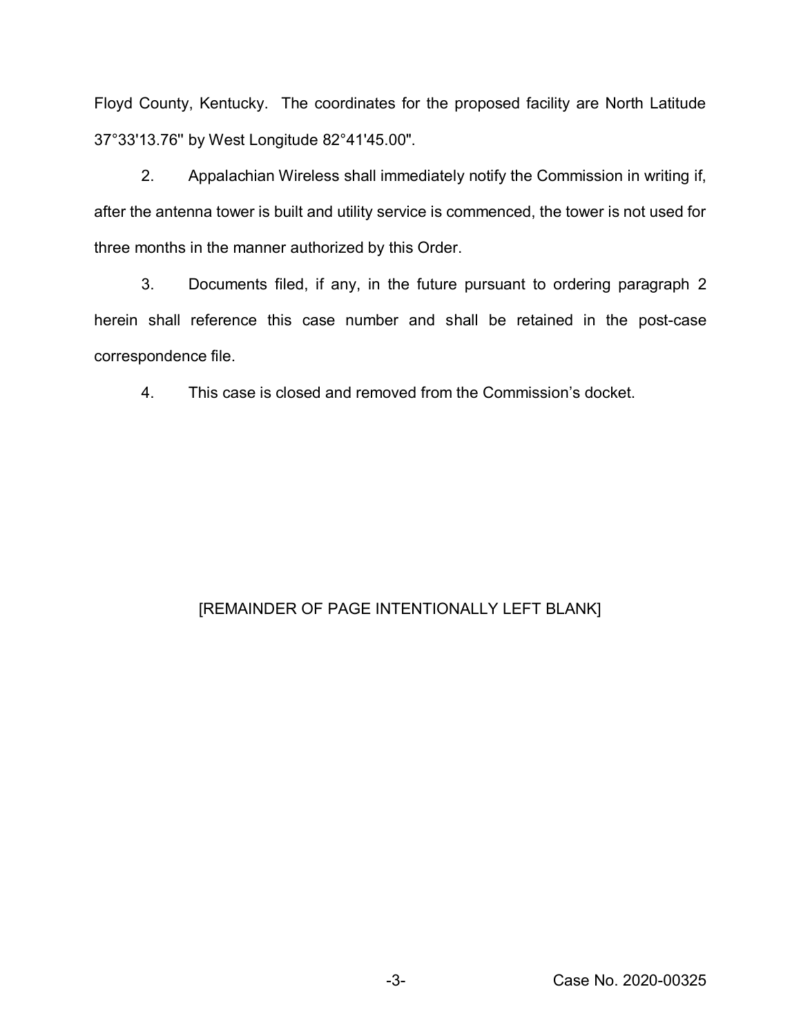Floyd County, Kentucky. The coordinates for the proposed facility are North Latitude 37°33'13.76" by West Longitude 82°41'45.00".

2. Appalachian Wireless shall immediately notify the Commission in writing if, after the antenna tower is built and utility service is commenced, the tower is not used for three months in the manner authorized by this Order.

3. Documents filed, if any, in the future pursuant to ordering paragraph 2 herein shall reference this case number and shall be retained in the post-case correspondence file.

4. This case is closed and removed from the Commission's docket.

[REMAINDER OF PAGE INTENTIONALLY LEFT BLANK]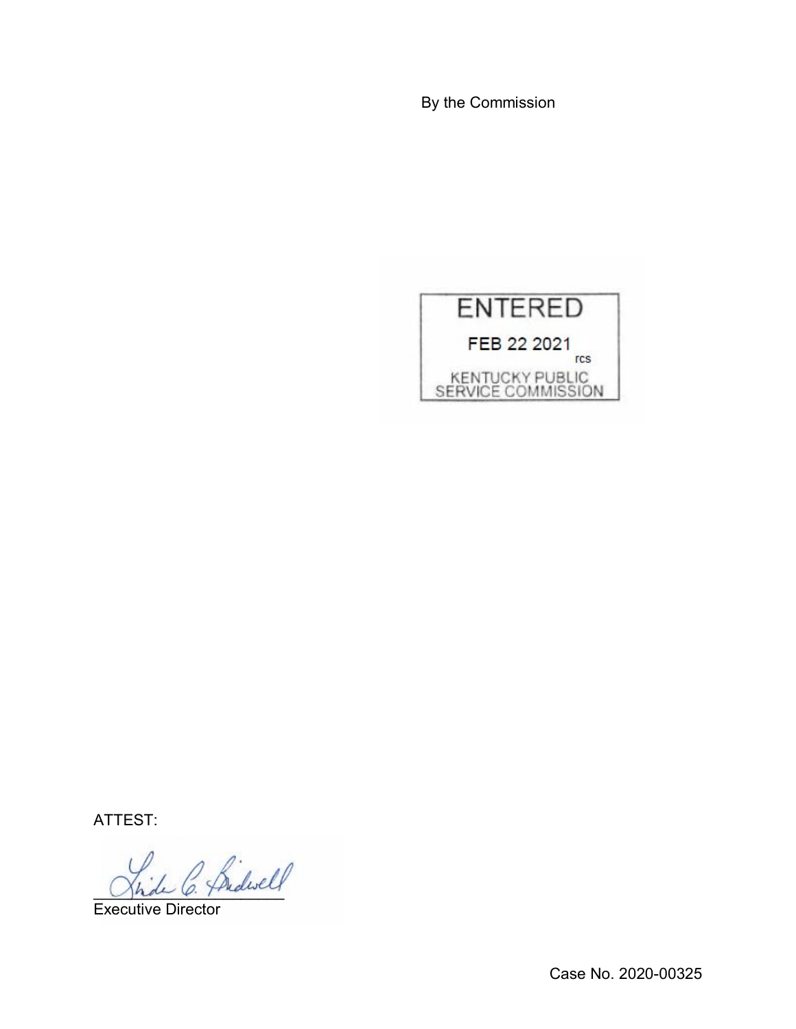By the Commission

ENTERED

FEB 22 2021

rcs

KENTUCKY PUBLIC SERVICE COMMISSION

ATTEST:

Executive Director

Case No. 2020-00325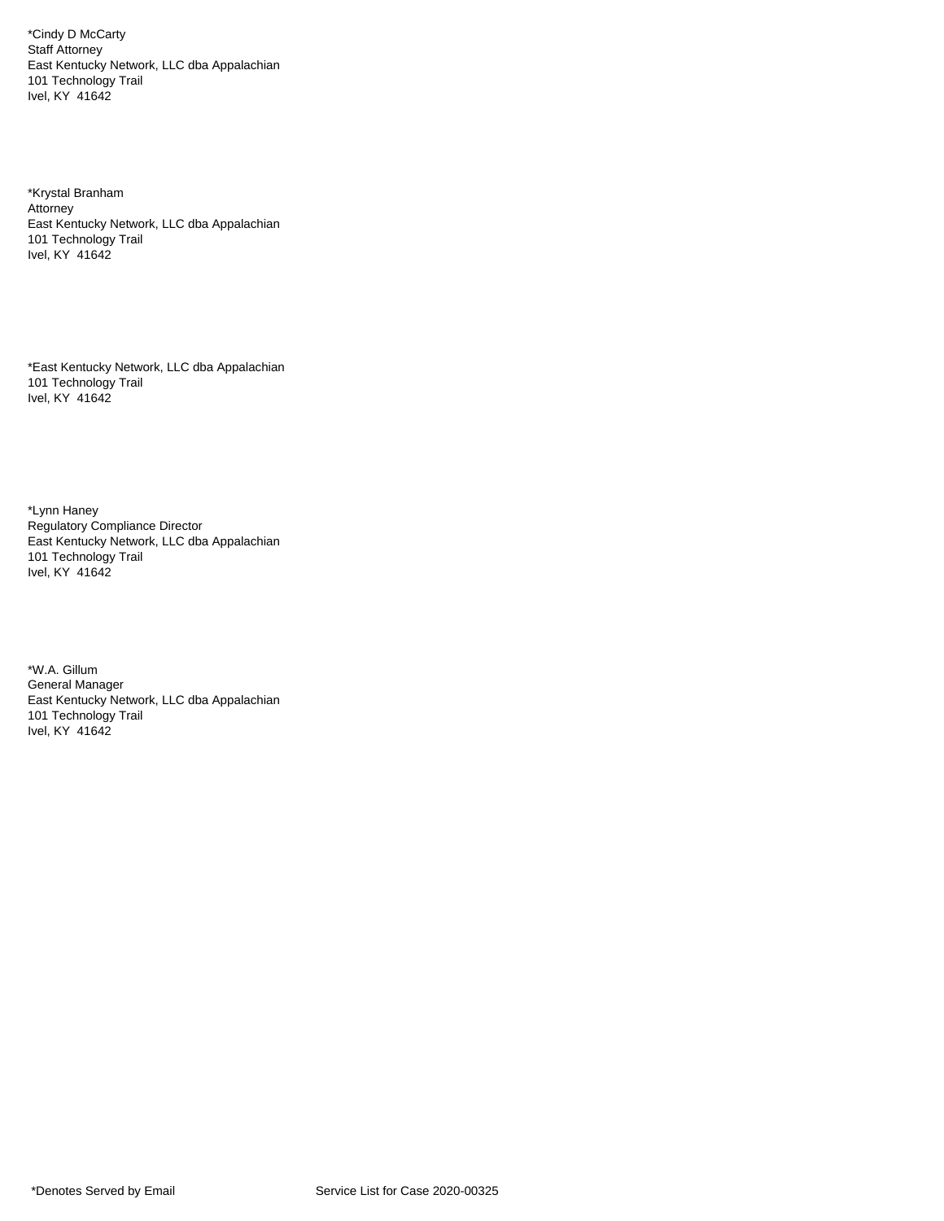*Cindy D McCarty
Staff Attorney
East Kentucky Network, LLC dba Appalachian
101 Technology Trail
Ivel, KY 41642

*Krystal Branham
Attorney
East Kentucky Network, LLC dba Appalachian
101 Technology Trail
Ivel, KY 41642

*East Kentucky Network, LLC dba Appalachian
101 Technology Trail
Ivel, KY 41642

*Lynn Haney
Regulatory Compliance Director
East Kentucky Network, LLC dba Appalachian
101 Technology Trail
Ivel, KY 41642

*W.A. Gillum
General Manager
East Kentucky Network, LLC dba Appalachian
101 Technology Trail
Ivel, KY 41642

*Denotes Served by Email

Service List for Case 2020-00325